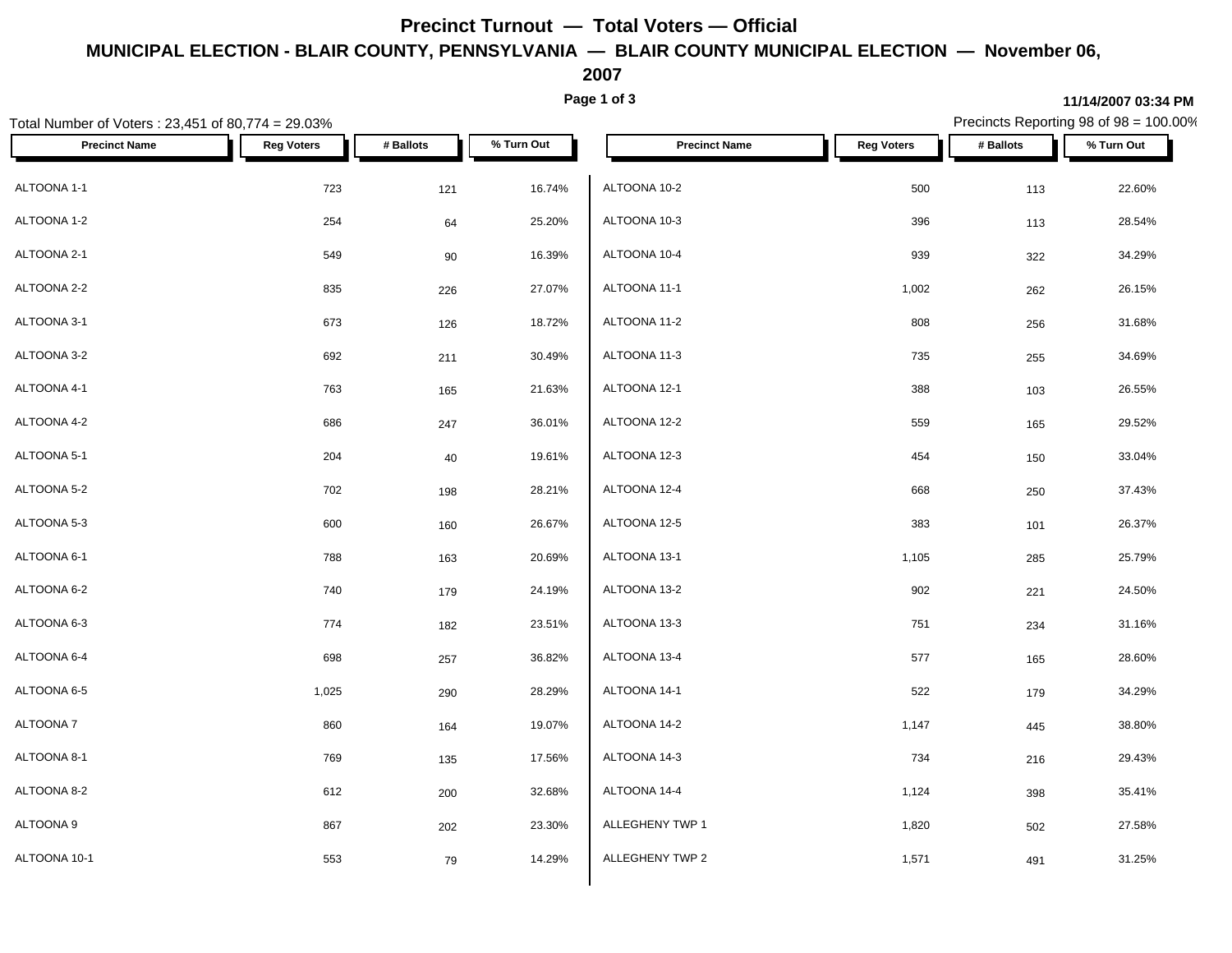# Precinct Turnout — Total Voters — Official

## MUNICIPAL ELECTION - BLAIR COUNTY, PENNSYLVANIA — BLAIR COUNTY MUNICIPAL ELECTION — November 06, 2007

11/14/2007 03:34 PM

Total Number of Voters : 23,451 of 80,774 = 29.03%

Precincts Reporting 98 of 98 = 100.00%

| Precinct Name | Reg Voters | # Ballots | % Turn Out |
|---|---|---|---|
| ALTOONA 1-1 | 723 | 121 | 16.74% |
| ALTOONA 1-2 | 254 | 64 | 25.20% |
| ALTOONA 2-1 | 549 | 90 | 16.39% |
| ALTOONA 2-2 | 835 | 226 | 27.07% |
| ALTOONA 3-1 | 673 | 126 | 18.72% |
| ALTOONA 3-2 | 692 | 211 | 30.49% |
| ALTOONA 4-1 | 763 | 165 | 21.63% |
| ALTOONA 4-2 | 686 | 247 | 36.01% |
| ALTOONA 5-1 | 204 | 40 | 19.61% |
| ALTOONA 5-2 | 702 | 198 | 28.21% |
| ALTOONA 5-3 | 600 | 160 | 26.67% |
| ALTOONA 6-1 | 788 | 163 | 20.69% |
| ALTOONA 6-2 | 740 | 179 | 24.19% |
| ALTOONA 6-3 | 774 | 182 | 23.51% |
| ALTOONA 6-4 | 698 | 257 | 36.82% |
| ALTOONA 6-5 | 1,025 | 290 | 28.29% |
| ALTOONA 7 | 860 | 164 | 19.07% |
| ALTOONA 8-1 | 769 | 135 | 17.56% |
| ALTOONA 8-2 | 612 | 200 | 32.68% |
| ALTOONA 9 | 867 | 202 | 23.30% |
| ALTOONA 10-1 | 553 | 79 | 14.29% |
| ALTOONA 10-2 | 500 | 113 | 22.60% |
| ALTOONA 10-3 | 396 | 113 | 28.54% |
| ALTOONA 10-4 | 939 | 322 | 34.29% |
| ALTOONA 11-1 | 1,002 | 262 | 26.15% |
| ALTOONA 11-2 | 808 | 256 | 31.68% |
| ALTOONA 11-3 | 735 | 255 | 34.69% |
| ALTOONA 12-1 | 388 | 103 | 26.55% |
| ALTOONA 12-2 | 559 | 165 | 29.52% |
| ALTOONA 12-3 | 454 | 150 | 33.04% |
| ALTOONA 12-4 | 668 | 250 | 37.43% |
| ALTOONA 12-5 | 383 | 101 | 26.37% |
| ALTOONA 13-1 | 1,105 | 285 | 25.79% |
| ALTOONA 13-2 | 902 | 221 | 24.50% |
| ALTOONA 13-3 | 751 | 234 | 31.16% |
| ALTOONA 13-4 | 577 | 165 | 28.60% |
| ALTOONA 14-1 | 522 | 179 | 34.29% |
| ALTOONA 14-2 | 1,147 | 445 | 38.80% |
| ALTOONA 14-3 | 734 | 216 | 29.43% |
| ALTOONA 14-4 | 1,124 | 398 | 35.41% |
| ALLEGHENY TWP 1 | 1,820 | 502 | 27.58% |
| ALLEGHENY TWP 2 | 1,571 | 491 | 31.25% |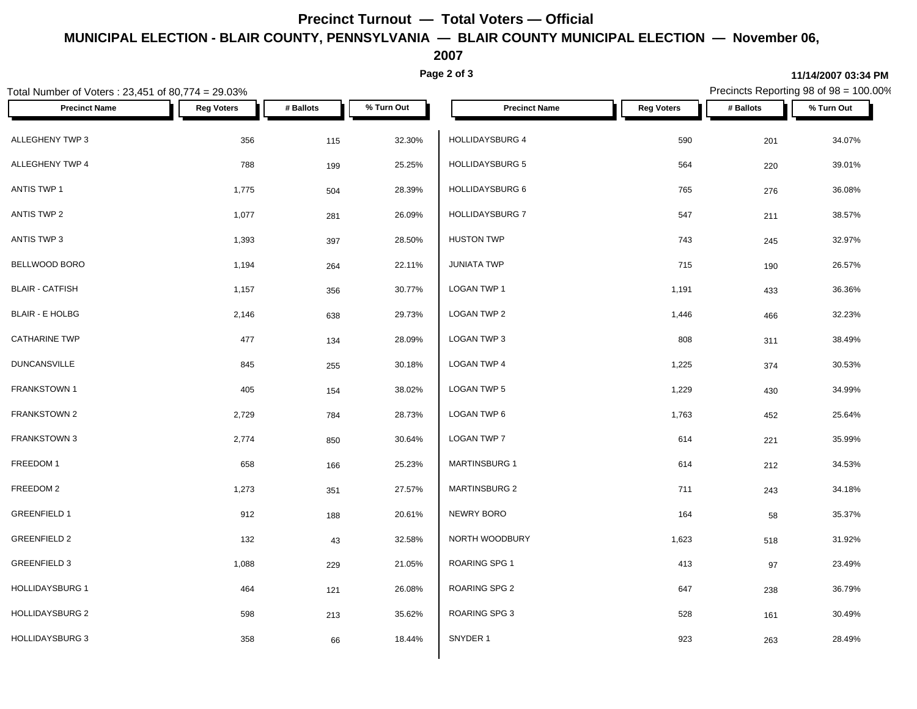# Precinct Turnout — Total Voters — Official

## MUNICIPAL ELECTION - BLAIR COUNTY, PENNSYLVANIA — BLAIR COUNTY MUNICIPAL ELECTION — November 06, 2007

11/14/2007 03:34 PM

Total Number of Voters : 23,451 of 80,774 = 29.03%

Precincts Reporting 98 of 98 = 100.00%

| Precinct Name | Reg Voters | # Ballots | % Turn Out |
|---|---|---|---|
| ALLEGHENY TWP 3 | 356 | 115 | 32.30% |
| ALLEGHENY TWP 4 | 788 | 199 | 25.25% |
| ANTIS TWP 1 | 1,775 | 504 | 28.39% |
| ANTIS TWP 2 | 1,077 | 281 | 26.09% |
| ANTIS TWP 3 | 1,393 | 397 | 28.50% |
| BELLWOOD BORO | 1,194 | 264 | 22.11% |
| BLAIR - CATFISH | 1,157 | 356 | 30.77% |
| BLAIR - E HOLBG | 2,146 | 638 | 29.73% |
| CATHARINE TWP | 477 | 134 | 28.09% |
| DUNCANSVILLE | 845 | 255 | 30.18% |
| FRANKSTOWN 1 | 405 | 154 | 38.02% |
| FRANKSTOWN 2 | 2,729 | 784 | 28.73% |
| FRANKSTOWN 3 | 2,774 | 850 | 30.64% |
| FREEDOM 1 | 658 | 166 | 25.23% |
| FREEDOM 2 | 1,273 | 351 | 27.57% |
| GREENFIELD 1 | 912 | 188 | 20.61% |
| GREENFIELD 2 | 132 | 43 | 32.58% |
| GREENFIELD 3 | 1,088 | 229 | 21.05% |
| HOLLIDAYSBURG 1 | 464 | 121 | 26.08% |
| HOLLIDAYSBURG 2 | 598 | 213 | 35.62% |
| HOLLIDAYSBURG 3 | 358 | 66 | 18.44% |
| HOLLIDAYSBURG 4 | 590 | 201 | 34.07% |
| HOLLIDAYSBURG 5 | 564 | 220 | 39.01% |
| HOLLIDAYSBURG 6 | 765 | 276 | 36.08% |
| HOLLIDAYSBURG 7 | 547 | 211 | 38.57% |
| HUSTON TWP | 743 | 245 | 32.97% |
| JUNIATA TWP | 715 | 190 | 26.57% |
| LOGAN TWP 1 | 1,191 | 433 | 36.36% |
| LOGAN TWP 2 | 1,446 | 466 | 32.23% |
| LOGAN TWP 3 | 808 | 311 | 38.49% |
| LOGAN TWP 4 | 1,225 | 374 | 30.53% |
| LOGAN TWP 5 | 1,229 | 430 | 34.99% |
| LOGAN TWP 6 | 1,763 | 452 | 25.64% |
| LOGAN TWP 7 | 614 | 221 | 35.99% |
| MARTINSBURG 1 | 614 | 212 | 34.53% |
| MARTINSBURG 2 | 711 | 243 | 34.18% |
| NEWRY BORO | 164 | 58 | 35.37% |
| NORTH WOODBURY | 1,623 | 518 | 31.92% |
| ROARING SPG 1 | 413 | 97 | 23.49% |
| ROARING SPG 2 | 647 | 238 | 36.79% |
| ROARING SPG 3 | 528 | 161 | 30.49% |
| SNYDER 1 | 923 | 263 | 28.49% |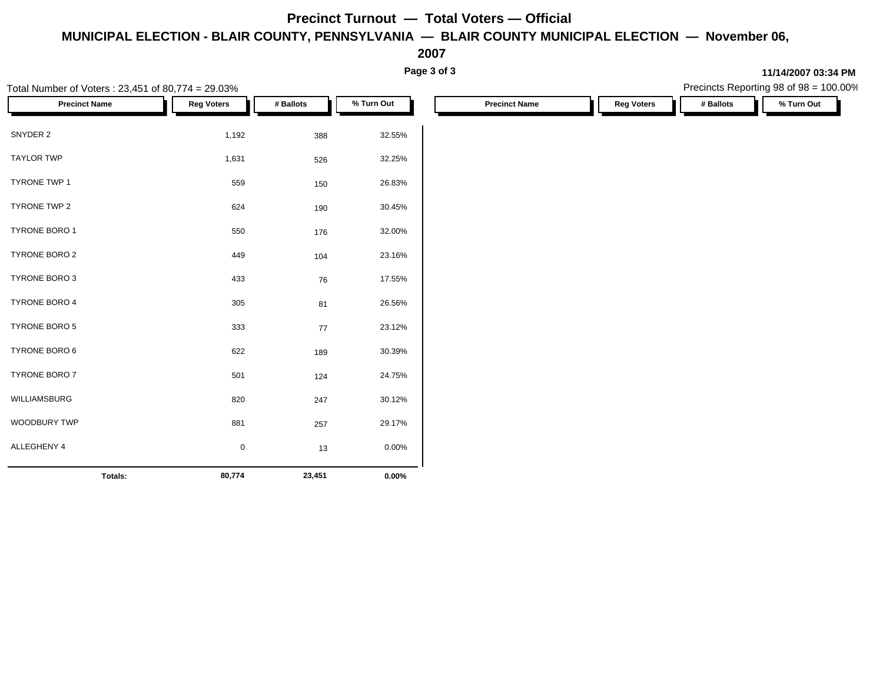# Precinct Turnout — Total Voters — Official

## MUNICIPAL ELECTION - BLAIR COUNTY, PENNSYLVANIA — BLAIR COUNTY MUNICIPAL ELECTION — November 06, 2007

11/14/2007 03:34 PM

Total Number of Voters : 23,451 of 80,774 = 29.03%

Precincts Reporting 98 of 98 = 100.00%

| Precinct Name | Reg Voters | # Ballots | % Turn Out |
|---|---|---|---|
| SNYDER 2 | 1,192 | 388 | 32.55% |
| TAYLOR TWP | 1,631 | 526 | 32.25% |
| TYRONE TWP 1 | 559 | 150 | 26.83% |
| TYRONE TWP 2 | 624 | 190 | 30.45% |
| TYRONE BORO 1 | 550 | 176 | 32.00% |
| TYRONE BORO 2 | 449 | 104 | 23.16% |
| TYRONE BORO 3 | 433 | 76 | 17.55% |
| TYRONE BORO 4 | 305 | 81 | 26.56% |
| TYRONE BORO 5 | 333 | 77 | 23.12% |
| TYRONE BORO 6 | 622 | 189 | 30.39% |
| TYRONE BORO 7 | 501 | 124 | 24.75% |
| WILLIAMSBURG | 820 | 247 | 30.12% |
| WOODBURY TWP | 881 | 257 | 29.17% |
| ALLEGHENY 4 | 0 | 13 | 0.00% |
| **Totals:** | **80,774** | **23,451** | **0.00%** |